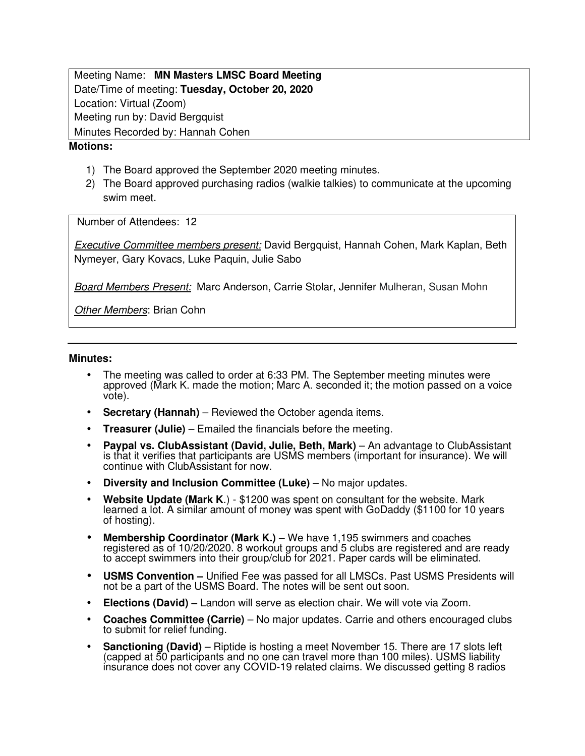Meeting Name: **MN Masters LMSC Board Meeting**
Date/Time of meeting: **Tuesday, October 20, 2020**
Location: Virtual (Zoom)
Meeting run by: David Bergquist
Minutes Recorded by: Hannah Cohen

**Motions:**

1) The Board approved the September 2020 meeting minutes.
2) The Board approved purchasing radios (walkie talkies) to communicate at the upcoming swim meet.

Number of Attendees: 12

*Executive Committee members present:* David Bergquist, Hannah Cohen, Mark Kaplan, Beth Nymeyer, Gary Kovacs, Luke Paquin, Julie Sabo

*Board Members Present:* Marc Anderson, Carrie Stolar, Jennifer Mulheran, Susan Mohn

*Other Members*: Brian Cohn

---

**Minutes:**

- The meeting was called to order at 6:33 PM. The September meeting minutes were approved (Mark K. made the motion; Marc A. seconded it; the motion passed on a voice vote).
- **Secretary (Hannah)** – Reviewed the October agenda items.
- **Treasurer (Julie)** – Emailed the financials before the meeting.
- **Paypal vs. ClubAssistant (David, Julie, Beth, Mark)** – An advantage to ClubAssistant is that it verifies that participants are USMS members (important for insurance). We will continue with ClubAssistant for now.
- **Diversity and Inclusion Committee (Luke)** – No major updates.
- **Website Update (Mark K**.) - $1200 was spent on consultant for the website. Mark learned a lot. A similar amount of money was spent with GoDaddy ($1100 for 10 years of hosting).
- **Membership Coordinator (Mark K.)** – We have 1,195 swimmers and coaches registered as of 10/20/2020. 8 workout groups and 5 clubs are registered and are ready to accept swimmers into their group/club for 2021. Paper cards will be eliminated.
- **USMS Convention –** Unified Fee was passed for all LMSCs. Past USMS Presidents will not be a part of the USMS Board. The notes will be sent out soon.
- **Elections (David) –** Landon will serve as election chair. We will vote via Zoom.
- **Coaches Committee (Carrie)** – No major updates. Carrie and others encouraged clubs to submit for relief funding.
- **Sanctioning (David)** – Riptide is hosting a meet November 15. There are 17 slots left (capped at 50 participants and no one can travel more than 100 miles). USMS liability insurance does not cover any COVID-19 related claims. We discussed getting 8 radios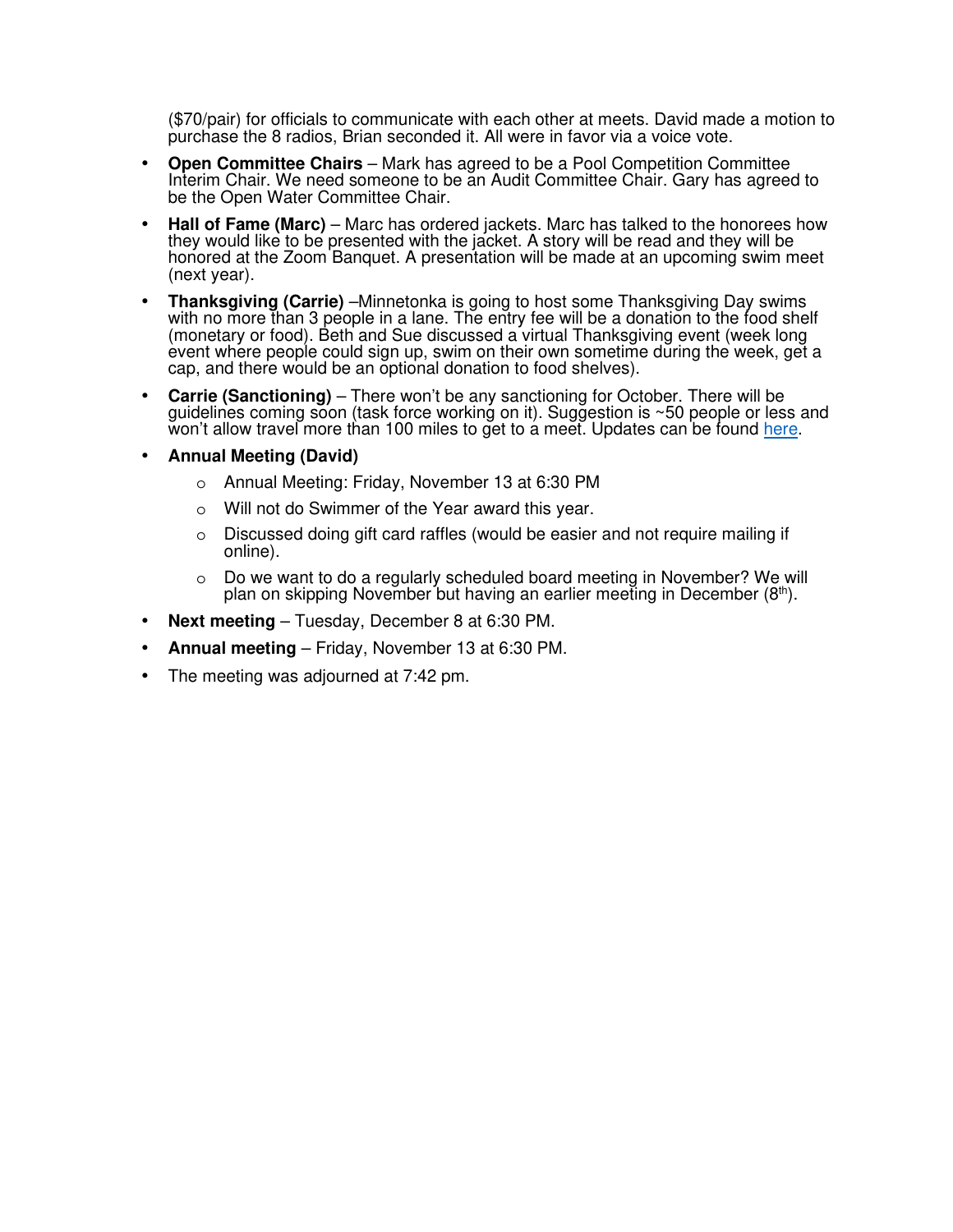($70/pair) for officials to communicate with each other at meets. David made a motion to purchase the 8 radios, Brian seconded it. All were in favor via a voice vote.

- **Open Committee Chairs** – Mark has agreed to be a Pool Competition Committee Interim Chair. We need someone to be an Audit Committee Chair. Gary has agreed to be the Open Water Committee Chair.
- **Hall of Fame (Marc)** – Marc has ordered jackets. Marc has talked to the honorees how they would like to be presented with the jacket. A story will be read and they will be honored at the Zoom Banquet. A presentation will be made at an upcoming swim meet (next year).
- **Thanksgiving (Carrie)** –Minnetonka is going to host some Thanksgiving Day swims with no more than 3 people in a lane. The entry fee will be a donation to the food shelf (monetary or food). Beth and Sue discussed a virtual Thanksgiving event (week long event where people could sign up, swim on their own sometime during the week, get a cap, and there would be an optional donation to food shelves).
- **Carrie (Sanctioning)** – There won't be any sanctioning for October. There will be guidelines coming soon (task force working on it). Suggestion is ~50 people or less and won't allow travel more than 100 miles to get to a meet. Updates can be found here.
- **Annual Meeting (David)**
  - Annual Meeting: Friday, November 13 at 6:30 PM
  - Will not do Swimmer of the Year award this year.
  - Discussed doing gift card raffles (would be easier and not require mailing if online).
  - Do we want to do a regularly scheduled board meeting in November? We will plan on skipping November but having an earlier meeting in December (8th).
- **Next meeting** – Tuesday, December 8 at 6:30 PM.
- **Annual meeting** – Friday, November 13 at 6:30 PM.
- The meeting was adjourned at 7:42 pm.